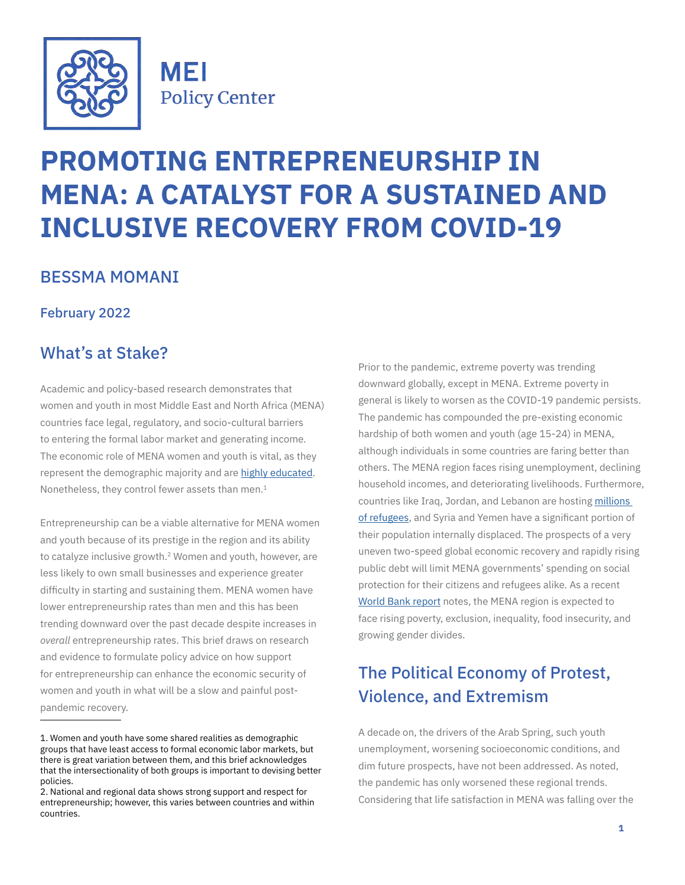MEI
Policy Center

# PROMOTING ENTREPRENEURSHIP IN MENA: A CATALYST FOR A SUSTAINED AND INCLUSIVE RECOVERY FROM COVID-19

## BESSMA MOMANI

### February 2022

## What's at Stake?

Academic and policy-based research demonstrates that women and youth in most Middle East and North Africa (MENA) countries face legal, regulatory, and socio-cultural barriers to entering the formal labor market and generating income. The economic role of MENA women and youth is vital, as they represent the demographic majority and are highly educated. Nonetheless, they control fewer assets than men.[1]

Entrepreneurship can be a viable alternative for MENA women and youth because of its prestige in the region and its ability to catalyze inclusive growth.[2] Women and youth, however, are less likely to own small businesses and experience greater difficulty in starting and sustaining them. MENA women have lower entrepreneurship rates than men and this has been trending downward over the past decade despite increases in *overall* entrepreneurship rates. This brief draws on research and evidence to formulate policy advice on how support for entrepreneurship can enhance the economic security of women and youth in what will be a slow and painful post-pandemic recovery.

Prior to the pandemic, extreme poverty was trending downward globally, except in MENA. Extreme poverty in general is likely to worsen as the COVID-19 pandemic persists. The pandemic has compounded the pre-existing economic hardship of both women and youth (age 15-24) in MENA, although individuals in some countries are faring better than others. The MENA region faces rising unemployment, declining household incomes, and deteriorating livelihoods. Furthermore, countries like Iraq, Jordan, and Lebanon are hosting millions of refugees, and Syria and Yemen have a significant portion of their population internally displaced. The prospects of a very uneven two-speed global economic recovery and rapidly rising public debt will limit MENA governments' spending on social protection for their citizens and refugees alike. As a recent World Bank report notes, the MENA region is expected to face rising poverty, exclusion, inequality, food insecurity, and growing gender divides.

## The Political Economy of Protest, Violence, and Extremism

A decade on, the drivers of the Arab Spring, such youth unemployment, worsening socioeconomic conditions, and dim future prospects, have not been addressed. As noted, the pandemic has only worsened these regional trends. Considering that life satisfaction in MENA was falling over the

---

1. Women and youth have some shared realities as demographic groups that have least access to formal economic labor markets, but there is great variation between them, and this brief acknowledges that the intersectionality of both groups is important to devising better policies.
2. National and regional data shows strong support and respect for entrepreneurship; however, this varies between countries and within countries.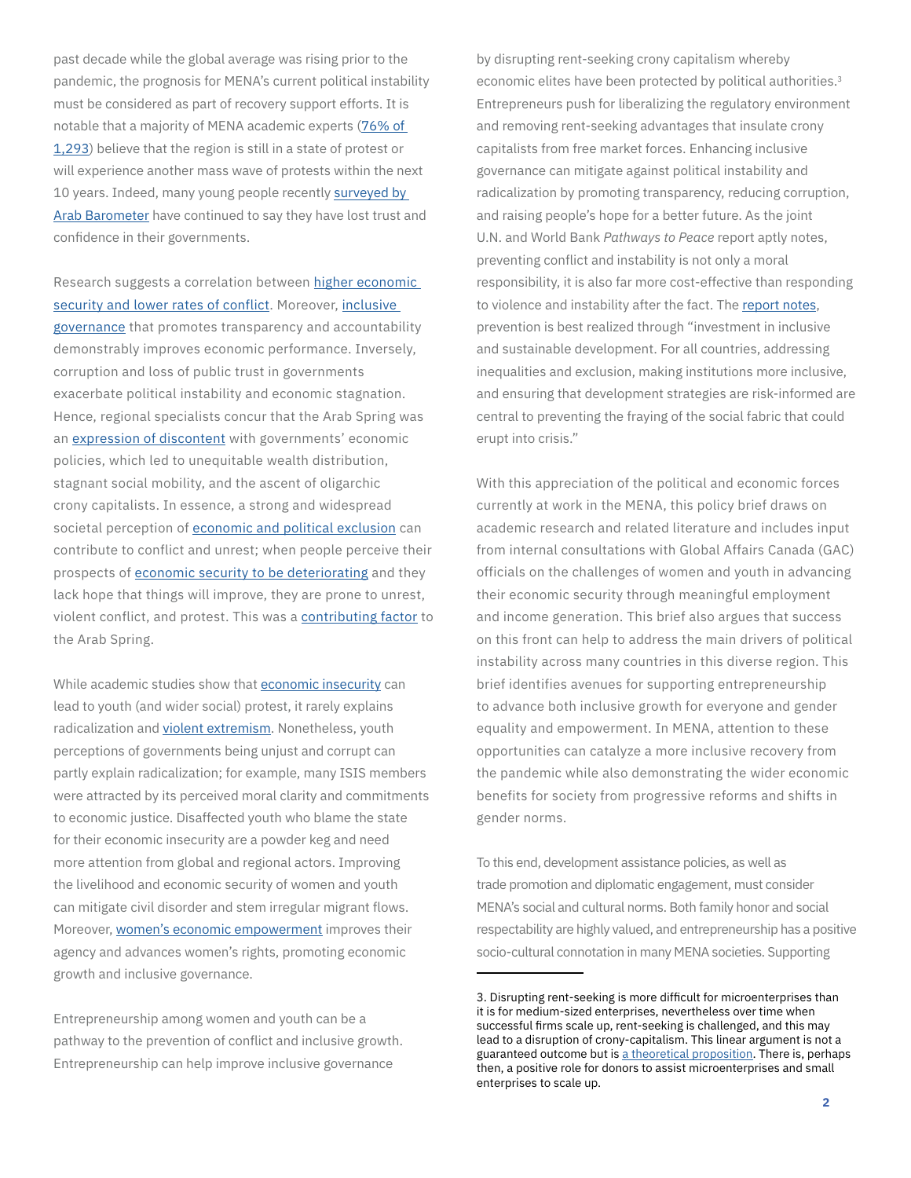past decade while the global average was rising prior to the pandemic, the prognosis for MENA's current political instability must be considered as part of recovery support efforts. It is notable that a majority of MENA academic experts (76% of 1,293) believe that the region is still in a state of protest or will experience another mass wave of protests within the next 10 years. Indeed, many young people recently surveyed by Arab Barometer have continued to say they have lost trust and confidence in their governments.

Research suggests a correlation between higher economic security and lower rates of conflict. Moreover, inclusive governance that promotes transparency and accountability demonstrably improves economic performance. Inversely, corruption and loss of public trust in governments exacerbate political instability and economic stagnation. Hence, regional specialists concur that the Arab Spring was an expression of discontent with governments' economic policies, which led to unequitable wealth distribution, stagnant social mobility, and the ascent of oligarchic crony capitalists. In essence, a strong and widespread societal perception of economic and political exclusion can contribute to conflict and unrest; when people perceive their prospects of economic security to be deteriorating and they lack hope that things will improve, they are prone to unrest, violent conflict, and protest. This was a contributing factor to the Arab Spring.

While academic studies show that economic insecurity can lead to youth (and wider social) protest, it rarely explains radicalization and violent extremism. Nonetheless, youth perceptions of governments being unjust and corrupt can partly explain radicalization; for example, many ISIS members were attracted by its perceived moral clarity and commitments to economic justice. Disaffected youth who blame the state for their economic insecurity are a powder keg and need more attention from global and regional actors. Improving the livelihood and economic security of women and youth can mitigate civil disorder and stem irregular migrant flows. Moreover, women's economic empowerment improves their agency and advances women's rights, promoting economic growth and inclusive governance.

Entrepreneurship among women and youth can be a pathway to the prevention of conflict and inclusive growth. Entrepreneurship can help improve inclusive governance by disrupting rent-seeking crony capitalism whereby economic elites have been protected by political authorities.[3] Entrepreneurs push for liberalizing the regulatory environment and removing rent-seeking advantages that insulate crony capitalists from free market forces. Enhancing inclusive governance can mitigate against political instability and radicalization by promoting transparency, reducing corruption, and raising people's hope for a better future. As the joint U.N. and World Bank *Pathways to Peace* report aptly notes, preventing conflict and instability is not only a moral responsibility, it is also far more cost-effective than responding to violence and instability after the fact. The report notes, prevention is best realized through "investment in inclusive and sustainable development. For all countries, addressing inequalities and exclusion, making institutions more inclusive, and ensuring that development strategies are risk-informed are central to preventing the fraying of the social fabric that could erupt into crisis."

With this appreciation of the political and economic forces currently at work in the MENA, this policy brief draws on academic research and related literature and includes input from internal consultations with Global Affairs Canada (GAC) officials on the challenges of women and youth in advancing their economic security through meaningful employment and income generation. This brief also argues that success on this front can help to address the main drivers of political instability across many countries in this diverse region. This brief identifies avenues for supporting entrepreneurship to advance both inclusive growth for everyone and gender equality and empowerment. In MENA, attention to these opportunities can catalyze a more inclusive recovery from the pandemic while also demonstrating the wider economic benefits for society from progressive reforms and shifts in gender norms.

To this end, development assistance policies, as well as trade promotion and diplomatic engagement, must consider MENA's social and cultural norms. Both family honor and social respectability are highly valued, and entrepreneurship has a positive socio-cultural connotation in many MENA societies. Supporting

3. Disrupting rent-seeking is more difficult for microenterprises than it is for medium-sized enterprises, nevertheless over time when successful firms scale up, rent-seeking is challenged, and this may lead to a disruption of crony-capitalism. This linear argument is not a guaranteed outcome but is a theoretical proposition. There is, perhaps then, a positive role for donors to assist microenterprises and small enterprises to scale up.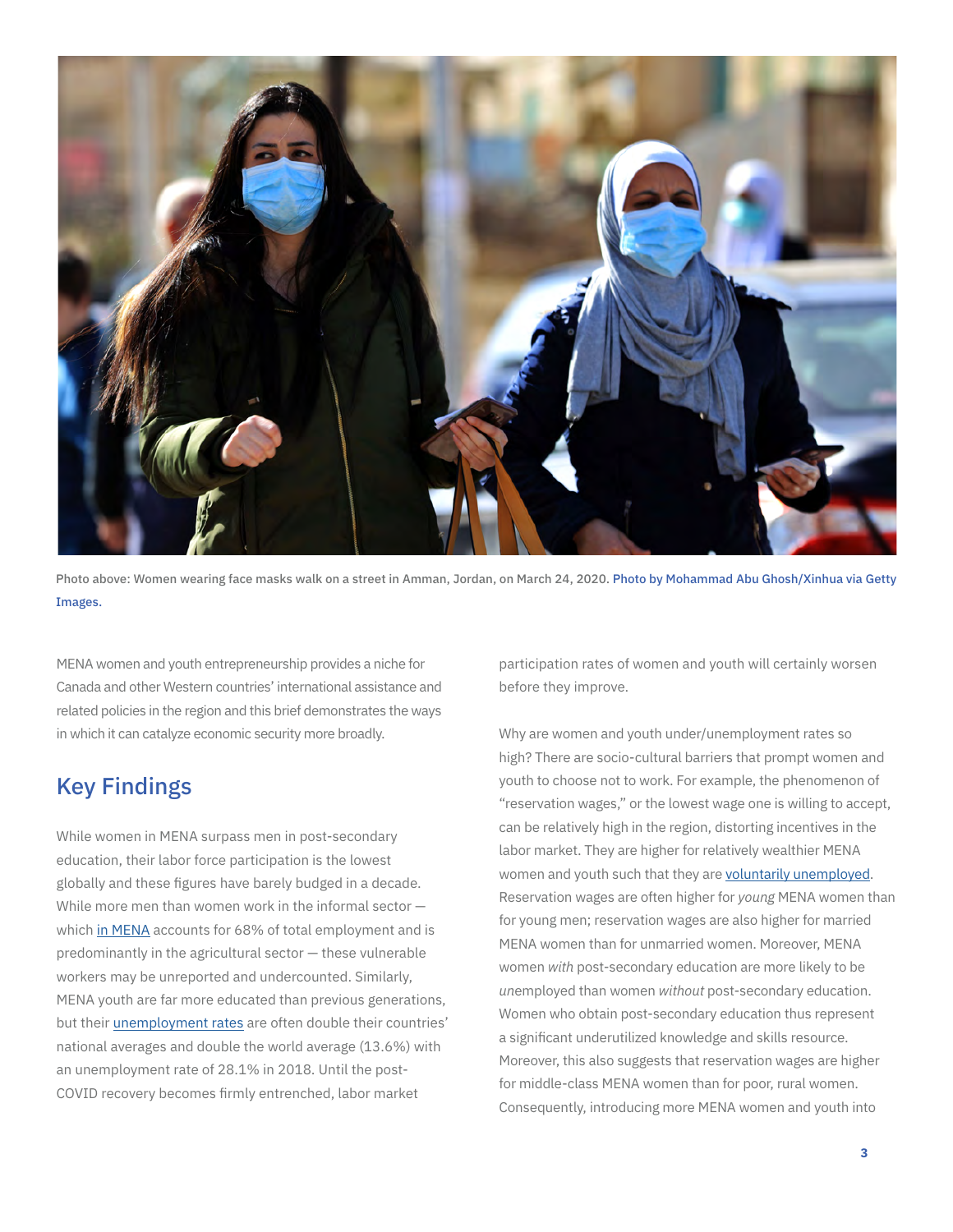Photo above: Women wearing face masks walk on a street in Amman, Jordan, on March 24, 2020. Photo by Mohammad Abu Ghosh/Xinhua via Getty Images.

MENA women and youth entrepreneurship provides a niche for Canada and other Western countries' international assistance and related policies in the region and this brief demonstrates the ways in which it can catalyze economic security more broadly.

## Key Findings

While women in MENA surpass men in post-secondary education, their labor force participation is the lowest globally and these figures have barely budged in a decade. While more men than women work in the informal sector — which in MENA accounts for 68% of total employment and is predominantly in the agricultural sector — these vulnerable workers may be unreported and undercounted. Similarly, MENA youth are far more educated than previous generations, but their unemployment rates are often double their countries' national averages and double the world average (13.6%) with an unemployment rate of 28.1% in 2018. Until the post-COVID recovery becomes firmly entrenched, labor market participation rates of women and youth will certainly worsen before they improve.

Why are women and youth under/unemployment rates so high? There are socio-cultural barriers that prompt women and youth to choose not to work. For example, the phenomenon of "reservation wages," or the lowest wage one is willing to accept, can be relatively high in the region, distorting incentives in the labor market. They are higher for relatively wealthier MENA women and youth such that they are voluntarily unemployed. Reservation wages are often higher for *young* MENA women than for young men; reservation wages are also higher for married MENA women than for unmarried women. Moreover, MENA women *with* post-secondary education are more likely to be *un*employed than women *without* post-secondary education. Women who obtain post-secondary education thus represent a significant underutilized knowledge and skills resource. Moreover, this also suggests that reservation wages are higher for middle-class MENA women than for poor, rural women. Consequently, introducing more MENA women and youth into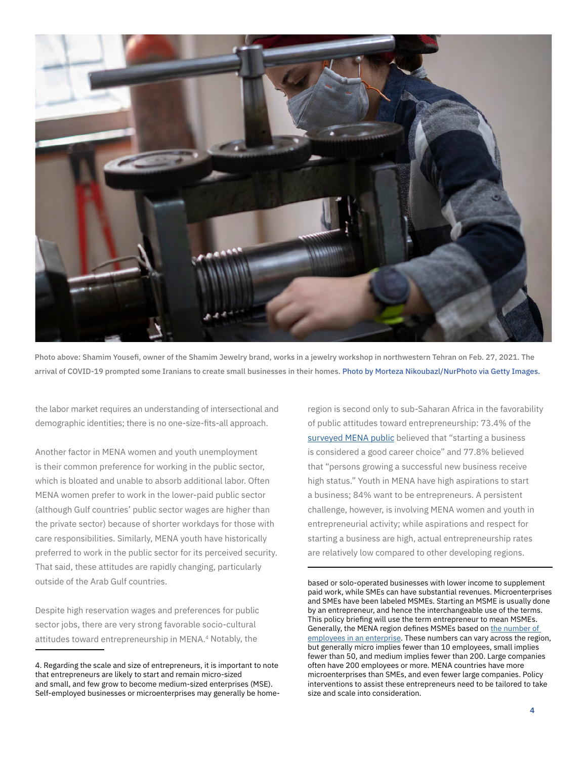Photo above: Shamim Yousefi, owner of the Shamim Jewelry brand, works in a jewelry workshop in northwestern Tehran on Feb. 27, 2021. The arrival of COVID-19 prompted some Iranians to create small businesses in their homes. Photo by Morteza Nikoubazl/NurPhoto via Getty Images.

the labor market requires an understanding of intersectional and demographic identities; there is no one-size-fits-all approach.

Another factor in MENA women and youth unemployment is their common preference for working in the public sector, which is bloated and unable to absorb additional labor. Often MENA women prefer to work in the lower-paid public sector (although Gulf countries' public sector wages are higher than the private sector) because of shorter workdays for those with care responsibilities. Similarly, MENA youth have historically preferred to work in the public sector for its perceived security. That said, these attitudes are rapidly changing, particularly outside of the Arab Gulf countries.

Despite high reservation wages and preferences for public sector jobs, there are very strong favorable socio-cultural attitudes toward entrepreneurship in MENA.[4] Notably, the region is second only to sub-Saharan Africa in the favorability of public attitudes toward entrepreneurship: 73.4% of the surveyed MENA public believed that "starting a business is considered a good career choice" and 77.8% believed that "persons growing a successful new business receive high status." Youth in MENA have high aspirations to start a business; 84% want to be entrepreneurs. A persistent challenge, however, is involving MENA women and youth in entrepreneurial activity; while aspirations and respect for starting a business are high, actual entrepreneurship rates are relatively low compared to other developing regions.

4. Regarding the scale and size of entrepreneurs, it is important to note that entrepreneurs are likely to start and remain micro-sized and small, and few grow to become medium-sized enterprises (MSE). Self-employed businesses or microenterprises may generally be home-based or solo-operated businesses with lower income to supplement paid work, while SMEs can have substantial revenues. Microenterprises and SMEs have been labeled MSMEs. Starting an MSME is usually done by an entrepreneur, and hence the interchangeable use of the terms. This policy briefing will use the term entrepreneur to mean MSMEs. Generally, the MENA region defines MSMEs based on the number of employees in an enterprise. These numbers can vary across the region, but generally micro implies fewer than 10 employees, small implies fewer than 50, and medium implies fewer than 200. Large companies often have 200 employees or more. MENA countries have more microenterprises than SMEs, and even fewer large companies. Policy interventions to assist these entrepreneurs need to be tailored to take size and scale into consideration.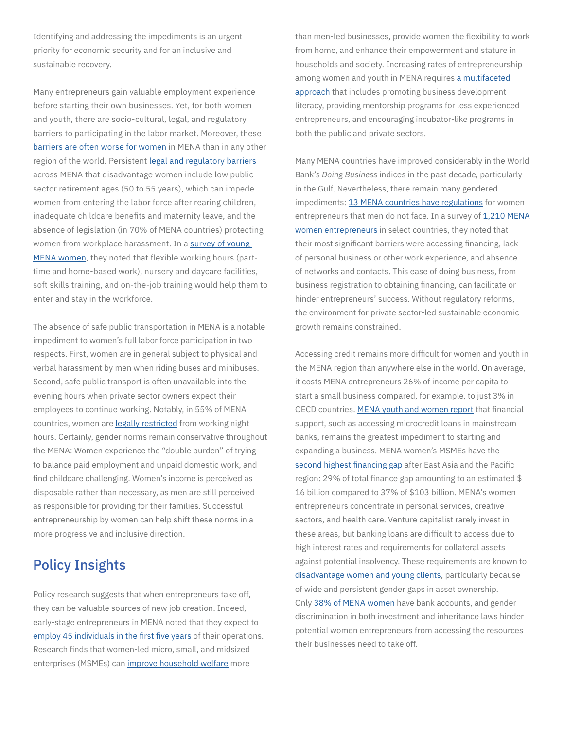Identifying and addressing the impediments is an urgent priority for economic security and for an inclusive and sustainable recovery.

Many entrepreneurs gain valuable employment experience before starting their own businesses. Yet, for both women and youth, there are socio-cultural, legal, and regulatory barriers to participating in the labor market. Moreover, these barriers are often worse for women in MENA than in any other region of the world. Persistent legal and regulatory barriers across MENA that disadvantage women include low public sector retirement ages (50 to 55 years), which can impede women from entering the labor force after rearing children, inadequate childcare benefits and maternity leave, and the absence of legislation (in 70% of MENA countries) protecting women from workplace harassment. In a survey of young MENA women, they noted that flexible working hours (part-time and home-based work), nursery and daycare facilities, soft skills training, and on-the-job training would help them to enter and stay in the workforce.

The absence of safe public transportation in MENA is a notable impediment to women's full labor force participation in two respects. First, women are in general subject to physical and verbal harassment by men when riding buses and minibuses. Second, safe public transport is often unavailable into the evening hours when private sector owners expect their employees to continue working. Notably, in 55% of MENA countries, women are legally restricted from working night hours. Certainly, gender norms remain conservative throughout the MENA: Women experience the "double burden" of trying to balance paid employment and unpaid domestic work, and find childcare challenging. Women's income is perceived as disposable rather than necessary, as men are still perceived as responsible for providing for their families. Successful entrepreneurship by women can help shift these norms in a more progressive and inclusive direction.

## Policy Insights

Policy research suggests that when entrepreneurs take off, they can be valuable sources of new job creation. Indeed, early-stage entrepreneurs in MENA noted that they expect to employ 45 individuals in the first five years of their operations. Research finds that women-led micro, small, and midsized enterprises (MSMEs) can improve household welfare more than men-led businesses, provide women the flexibility to work from home, and enhance their empowerment and stature in households and society. Increasing rates of entrepreneurship among women and youth in MENA requires a multifaceted approach that includes promoting business development literacy, providing mentorship programs for less experienced entrepreneurs, and encouraging incubator-like programs in both the public and private sectors.

Many MENA countries have improved considerably in the World Bank's *Doing Business* indices in the past decade, particularly in the Gulf. Nevertheless, there remain many gendered impediments: 13 MENA countries have regulations for women entrepreneurs that men do not face. In a survey of 1,210 MENA women entrepreneurs in select countries, they noted that their most significant barriers were accessing financing, lack of personal business or other work experience, and absence of networks and contacts. This ease of doing business, from business registration to obtaining financing, can facilitate or hinder entrepreneurs' success. Without regulatory reforms, the environment for private sector-led sustainable economic growth remains constrained.

Accessing credit remains more difficult for women and youth in the MENA region than anywhere else in the world. On average, it costs MENA entrepreneurs 26% of income per capita to start a small business compared, for example, to just 3% in OECD countries. MENA youth and women report that financial support, such as accessing microcredit loans in mainstream banks, remains the greatest impediment to starting and expanding a business. MENA women's MSMEs have the second highest financing gap after East Asia and the Pacific region: 29% of total finance gap amounting to an estimated $ 16 billion compared to 37% of $103 billion. MENA's women entrepreneurs concentrate in personal services, creative sectors, and health care. Venture capitalist rarely invest in these areas, but banking loans are difficult to access due to high interest rates and requirements for collateral assets against potential insolvency. These requirements are known to disadvantage women and young clients, particularly because of wide and persistent gender gaps in asset ownership. Only 38% of MENA women have bank accounts, and gender discrimination in both investment and inheritance laws hinder potential women entrepreneurs from accessing the resources their businesses need to take off.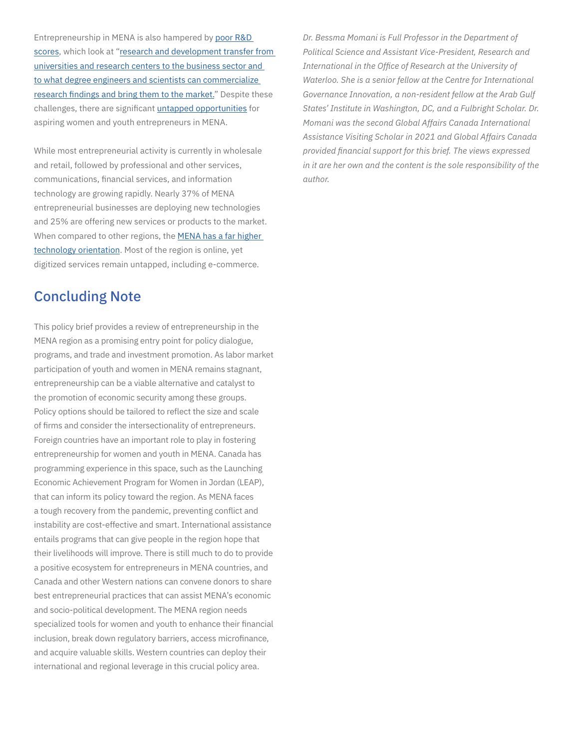Entrepreneurship in MENA is also hampered by poor R&D scores, which look at "research and development transfer from universities and research centers to the business sector and to what degree engineers and scientists can commercialize research findings and bring them to the market." Despite these challenges, there are significant untapped opportunities for aspiring women and youth entrepreneurs in MENA.

While most entrepreneurial activity is currently in wholesale and retail, followed by professional and other services, communications, financial services, and information technology are growing rapidly. Nearly 37% of MENA entrepreneurial businesses are deploying new technologies and 25% are offering new services or products to the market. When compared to other regions, the MENA has a far higher technology orientation. Most of the region is online, yet digitized services remain untapped, including e-commerce.

## Concluding Note

This policy brief provides a review of entrepreneurship in the MENA region as a promising entry point for policy dialogue, programs, and trade and investment promotion. As labor market participation of youth and women in MENA remains stagnant, entrepreneurship can be a viable alternative and catalyst to the promotion of economic security among these groups. Policy options should be tailored to reflect the size and scale of firms and consider the intersectionality of entrepreneurs. Foreign countries have an important role to play in fostering entrepreneurship for women and youth in MENA. Canada has programming experience in this space, such as the Launching Economic Achievement Program for Women in Jordan (LEAP), that can inform its policy toward the region. As MENA faces a tough recovery from the pandemic, preventing conflict and instability are cost-effective and smart. International assistance entails programs that can give people in the region hope that their livelihoods will improve. There is still much to do to provide a positive ecosystem for entrepreneurs in MENA countries, and Canada and other Western nations can convene donors to share best entrepreneurial practices that can assist MENA's economic and socio-political development. The MENA region needs specialized tools for women and youth to enhance their financial inclusion, break down regulatory barriers, access microfinance, and acquire valuable skills. Western countries can deploy their international and regional leverage in this crucial policy area.

*Dr. Bessma Momani is Full Professor in the Department of Political Science and Assistant Vice-President, Research and International in the Office of Research at the University of Waterloo. She is a senior fellow at the Centre for International Governance Innovation, a non-resident fellow at the Arab Gulf States' Institute in Washington, DC, and a Fulbright Scholar. Dr. Momani was the second Global Affairs Canada International Assistance Visiting Scholar in 2021 and Global Affairs Canada provided financial support for this brief. The views expressed in it are her own and the content is the sole responsibility of the author.*